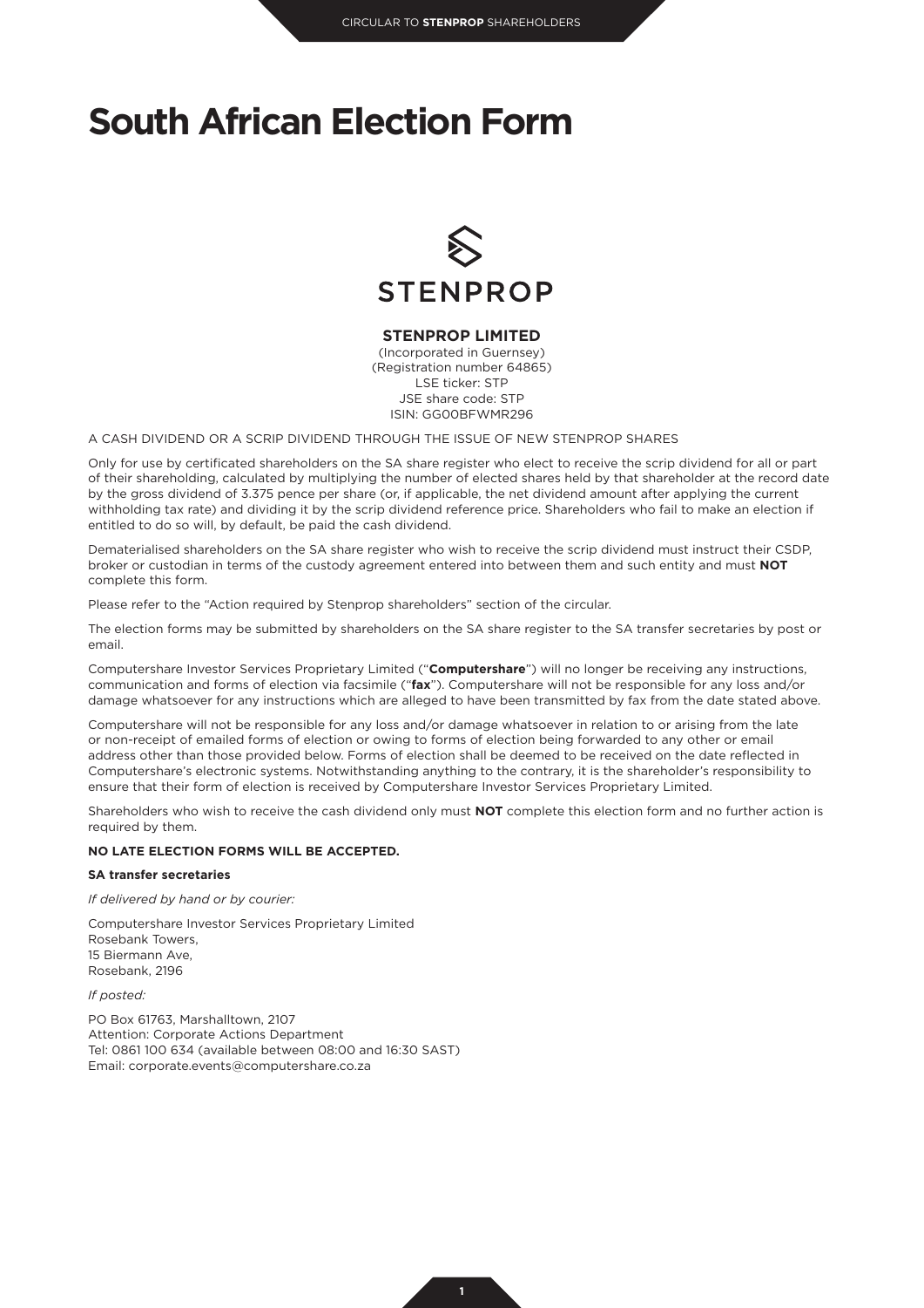# South African Election Form

**STENPROP LIMITED**
(Incorporated in Guernsey)
(Registration number 64865)
LSE ticker: STP
JSE share code: STP
ISIN: GG00BFWMR296

A CASH DIVIDEND OR A SCRIP DIVIDEND THROUGH THE ISSUE OF NEW STENPROP SHARES

Only for use by certificated shareholders on the SA share register who elect to receive the scrip dividend for all or part of their shareholding, calculated by multiplying the number of elected shares held by that shareholder at the record date by the gross dividend of 3.375 pence per share (or, if applicable, the net dividend amount after applying the current withholding tax rate) and dividing it by the scrip dividend reference price. Shareholders who fail to make an election if entitled to do so will, by default, be paid the cash dividend.

Dematerialised shareholders on the SA share register who wish to receive the scrip dividend must instruct their CSDP, broker or custodian in terms of the custody agreement entered into between them and such entity and must **NOT** complete this form.

Please refer to the "Action required by Stenprop shareholders" section of the circular.

The election forms may be submitted by shareholders on the SA share register to the SA transfer secretaries by post or email.

Computershare Investor Services Proprietary Limited ("**Computershare**") will no longer be receiving any instructions, communication and forms of election via facsimile ("**fax**"). Computershare will not be responsible for any loss and/or damage whatsoever for any instructions which are alleged to have been transmitted by fax from the date stated above.

Computershare will not be responsible for any loss and/or damage whatsoever in relation to or arising from the late or non-receipt of emailed forms of election or owing to forms of election being forwarded to any other or email address other than those provided below. Forms of election shall be deemed to be received on the date reflected in Computershare's electronic systems. Notwithstanding anything to the contrary, it is the shareholder's responsibility to ensure that their form of election is received by Computershare Investor Services Proprietary Limited.

Shareholders who wish to receive the cash dividend only must **NOT** complete this election form and no further action is required by them.

**NO LATE ELECTION FORMS WILL BE ACCEPTED.**

**SA transfer secretaries**

*If delivered by hand or by courier:*

Computershare Investor Services Proprietary Limited
Rosebank Towers,
15 Biermann Ave,
Rosebank, 2196

*If posted:*

PO Box 61763, Marshalltown, 2107
Attention: Corporate Actions Department
Tel: 0861 100 634 (available between 08:00 and 16:30 SAST)
Email: corporate.events@computershare.co.za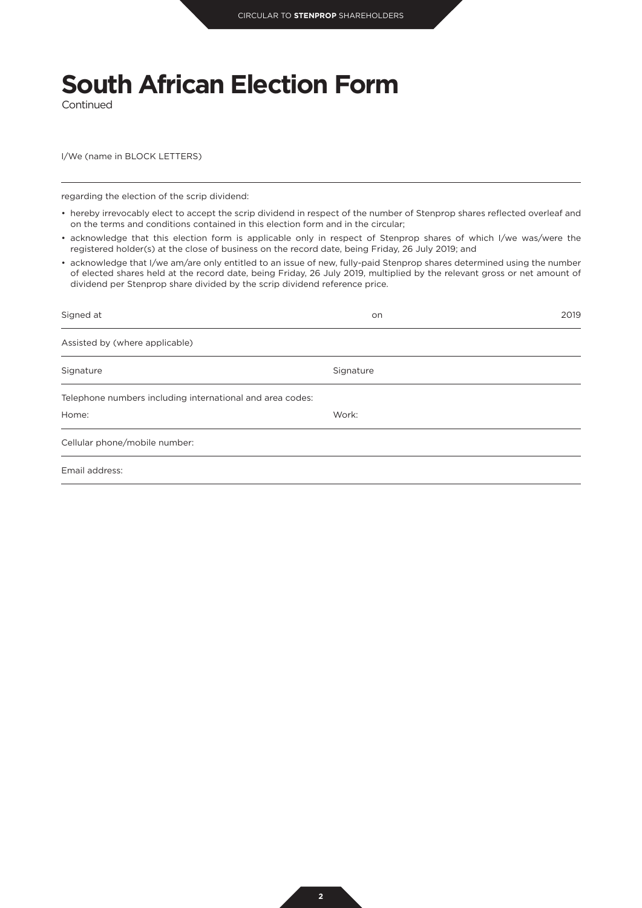# South African Election Form

Continued

I/We (name in BLOCK LETTERS)

---

regarding the election of the scrip dividend:

- hereby irrevocably elect to accept the scrip dividend in respect of the number of Stenprop shares reflected overleaf and on the terms and conditions contained in this election form and in the circular;
- acknowledge that this election form is applicable only in respect of Stenprop shares of which I/we was/were the registered holder(s) at the close of business on the record date, being Friday, 26 July 2019; and
- acknowledge that I/we am/are only entitled to an issue of new, fully-paid Stenprop shares determined using the number of elected shares held at the record date, being Friday, 26 July 2019, multiplied by the relevant gross or net amount of dividend per Stenprop share divided by the scrip dividend reference price.

Signed at on 2019

---

Assisted by (where applicable)

---

Signature Signature

---

Telephone numbers including international and area codes:

Home: Work:

---

Cellular phone/mobile number:

---

Email address:

---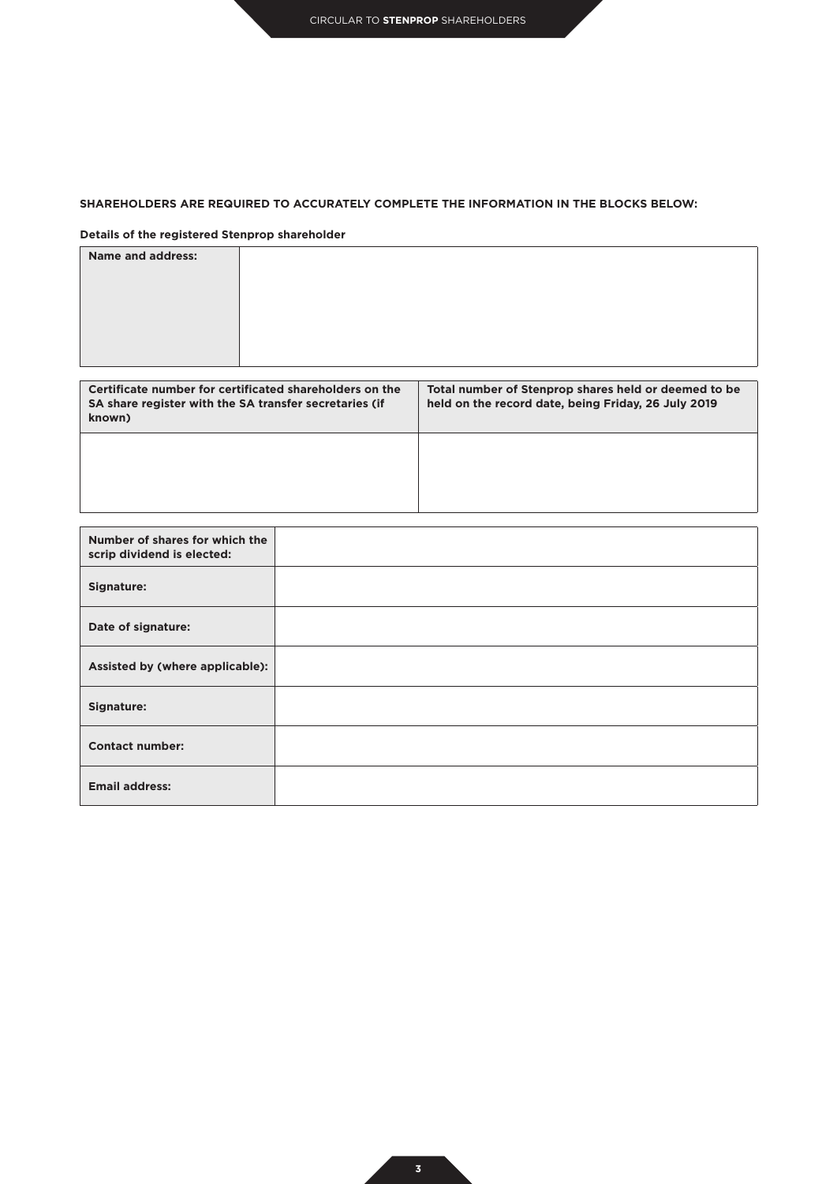**SHAREHOLDERS ARE REQUIRED TO ACCURATELY COMPLETE THE INFORMATION IN THE BLOCKS BELOW:**

**Details of the registered Stenprop shareholder**

| **Name and address:** | |
|---|---|

| **Certificate number for certificated shareholders on the SA share register with the SA transfer secretaries (if known)** | **Total number of Stenprop shares held or deemed to be held on the record date, being Friday, 26 July 2019** |
|---|---|
| | |

| **Number of shares for which the scrip dividend is elected:** | |
|---|---|
| **Signature:** | |
| **Date of signature:** | |
| **Assisted by (where applicable):** | |
| **Signature:** | |
| **Contact number:** | |
| **Email address:** | |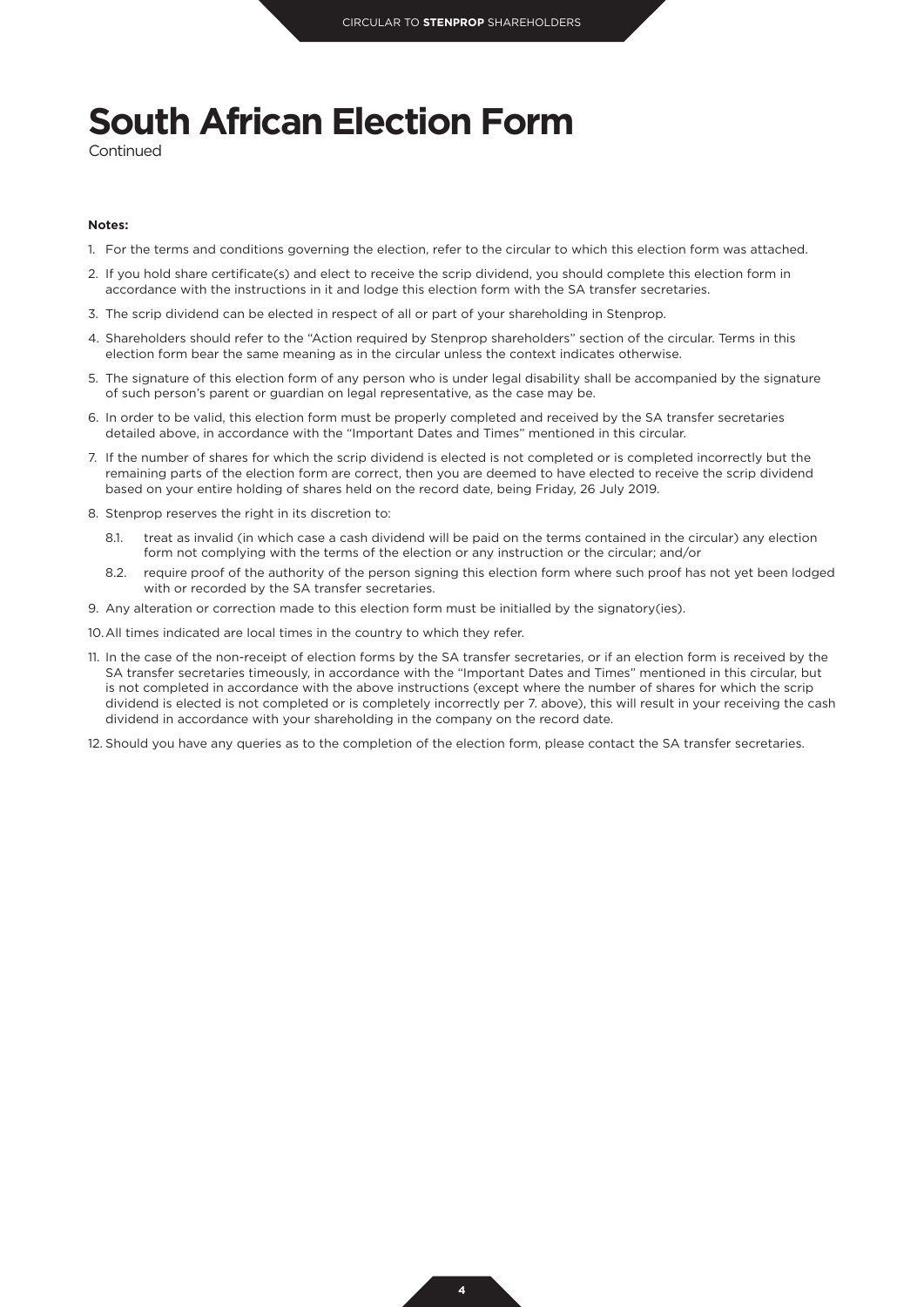# South African Election Form

Continued

**Notes:**

1. For the terms and conditions governing the election, refer to the circular to which this election form was attached.
2. If you hold share certificate(s) and elect to receive the scrip dividend, you should complete this election form in accordance with the instructions in it and lodge this election form with the SA transfer secretaries.
3. The scrip dividend can be elected in respect of all or part of your shareholding in Stenprop.
4. Shareholders should refer to the "Action required by Stenprop shareholders" section of the circular. Terms in this election form bear the same meaning as in the circular unless the context indicates otherwise.
5. The signature of this election form of any person who is under legal disability shall be accompanied by the signature of such person's parent or guardian on legal representative, as the case may be.
6. In order to be valid, this election form must be properly completed and received by the SA transfer secretaries detailed above, in accordance with the "Important Dates and Times" mentioned in this circular.
7. If the number of shares for which the scrip dividend is elected is not completed or is completed incorrectly but the remaining parts of the election form are correct, then you are deemed to have elected to receive the scrip dividend based on your entire holding of shares held on the record date, being Friday, 26 July 2019.
8. Stenprop reserves the right in its discretion to:
   - 8.1. treat as invalid (in which case a cash dividend will be paid on the terms contained in the circular) any election form not complying with the terms of the election or any instruction or the circular; and/or
   - 8.2. require proof of the authority of the person signing this election form where such proof has not yet been lodged with or recorded by the SA transfer secretaries.
9. Any alteration or correction made to this election form must be initialled by the signatory(ies).
10. All times indicated are local times in the country to which they refer.
11. In the case of the non-receipt of election forms by the SA transfer secretaries, or if an election form is received by the SA transfer secretaries timeously, in accordance with the "Important Dates and Times" mentioned in this circular, but is not completed in accordance with the above instructions (except where the number of shares for which the scrip dividend is elected is not completed or is completely incorrectly per 7. above), this will result in your receiving the cash dividend in accordance with your shareholding in the company on the record date.
12. Should you have any queries as to the completion of the election form, please contact the SA transfer secretaries.